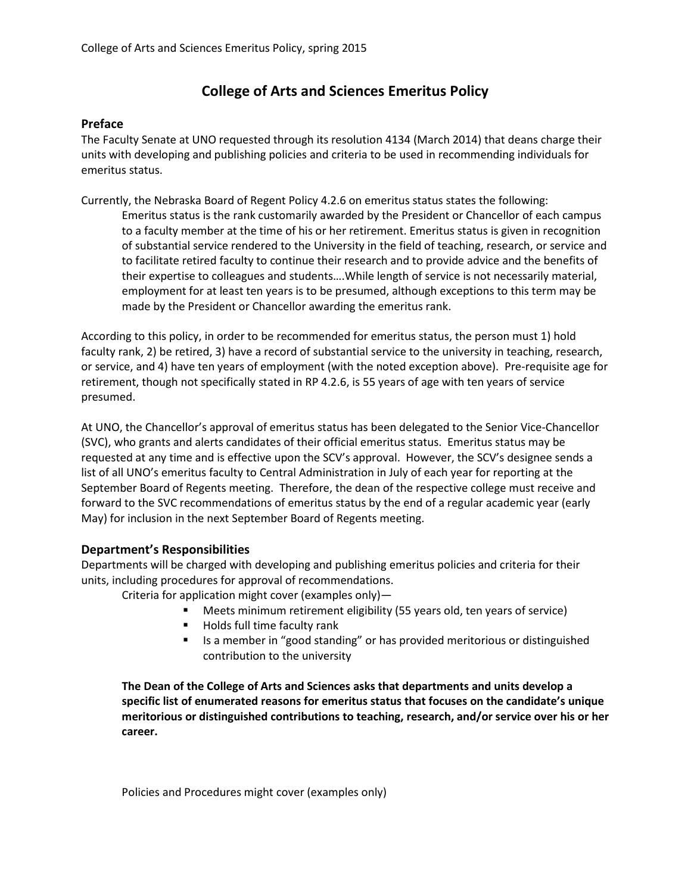# College of Arts and Sciences Emeritus Policy

## Preface

The Faculty Senate at UNO requested through its resolution 4134 (March 2014) that deans charge their units with developing and publishing policies and criteria to be used in recommending individuals for emeritus status.

Currently, the Nebraska Board of Regent Policy 4.2.6 on emeritus status states the following:

> Emeritus status is the rank customarily awarded by the President or Chancellor of each campus to a faculty member at the time of his or her retirement. Emeritus status is given in recognition of substantial service rendered to the University in the field of teaching, research, or service and to facilitate retired faculty to continue their research and to provide advice and the benefits of their expertise to colleagues and students….While length of service is not necessarily material, employment for at least ten years is to be presumed, although exceptions to this term may be made by the President or Chancellor awarding the emeritus rank.

According to this policy, in order to be recommended for emeritus status, the person must 1) hold faculty rank, 2) be retired, 3) have a record of substantial service to the university in teaching, research, or service, and 4) have ten years of employment (with the noted exception above). Pre-requisite age for retirement, though not specifically stated in RP 4.2.6, is 55 years of age with ten years of service presumed.

At UNO, the Chancellor's approval of emeritus status has been delegated to the Senior Vice-Chancellor (SVC), who grants and alerts candidates of their official emeritus status. Emeritus status may be requested at any time and is effective upon the SCV's approval. However, the SCV's designee sends a list of all UNO's emeritus faculty to Central Administration in July of each year for reporting at the September Board of Regents meeting. Therefore, the dean of the respective college must receive and forward to the SVC recommendations of emeritus status by the end of a regular academic year (early May) for inclusion in the next September Board of Regents meeting.

## Department's Responsibilities

Departments will be charged with developing and publishing emeritus policies and criteria for their units, including procedures for approval of recommendations.

Criteria for application might cover (examples only)—

- Meets minimum retirement eligibility (55 years old, ten years of service)
- Holds full time faculty rank
- Is a member in "good standing" or has provided meritorious or distinguished contribution to the university

**The Dean of the College of Arts and Sciences asks that departments and units develop a specific list of enumerated reasons for emeritus status that focuses on the candidate's unique meritorious or distinguished contributions to teaching, research, and/or service over his or her career.**

Policies and Procedures might cover (examples only)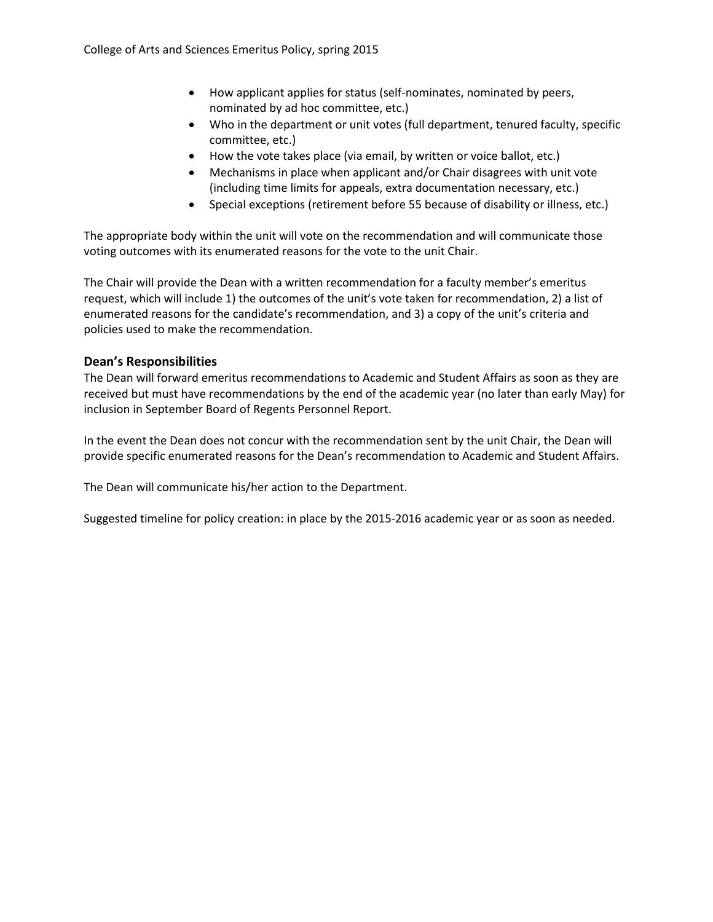- How applicant applies for status (self-nominates, nominated by peers, nominated by ad hoc committee, etc.)
- Who in the department or unit votes (full department, tenured faculty, specific committee, etc.)
- How the vote takes place (via email, by written or voice ballot, etc.)
- Mechanisms in place when applicant and/or Chair disagrees with unit vote (including time limits for appeals, extra documentation necessary, etc.)
- Special exceptions (retirement before 55 because of disability or illness, etc.)

The appropriate body within the unit will vote on the recommendation and will communicate those voting outcomes with its enumerated reasons for the vote to the unit Chair.

The Chair will provide the Dean with a written recommendation for a faculty member's emeritus request, which will include 1) the outcomes of the unit's vote taken for recommendation, 2) a list of enumerated reasons for the candidate's recommendation, and 3) a copy of the unit's criteria and policies used to make the recommendation.

### Dean's Responsibilities

The Dean will forward emeritus recommendations to Academic and Student Affairs as soon as they are received but must have recommendations by the end of the academic year (no later than early May) for inclusion in September Board of Regents Personnel Report.

In the event the Dean does not concur with the recommendation sent by the unit Chair, the Dean will provide specific enumerated reasons for the Dean's recommendation to Academic and Student Affairs.

The Dean will communicate his/her action to the Department.

Suggested timeline for policy creation: in place by the 2015-2016 academic year or as soon as needed.